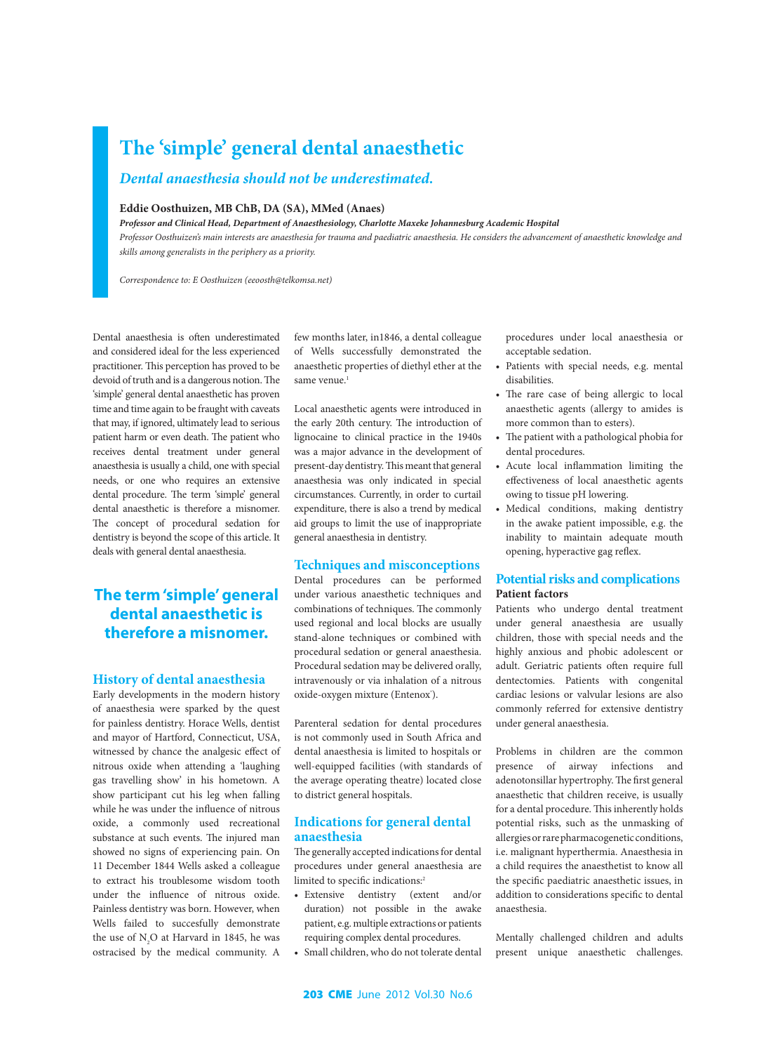# The 'simple' general dental anaesthetic

***Dental anaesthesia should not be underestimated.***

**Eddie Oosthuizen, MB ChB, DA (SA), MMed (Anaes)**

***Professor and Clinical Head, Department of Anaesthesiology, Charlotte Maxeke Johannesburg Academic Hospital***

*Professor Oosthuizen's main interests are anaesthesia for trauma and paediatric anaesthesia. He considers the advancement of anaesthetic knowledge and skills among generalists in the periphery as a priority.*

*Correspondence to: E Oosthuizen (eeoosth@telkomsa.net)*

Dental anaesthesia is often underestimated and considered ideal for the less experienced practitioner. This perception has proved to be devoid of truth and is a dangerous notion. The 'simple' general dental anaesthetic has proven time and time again to be fraught with caveats that may, if ignored, ultimately lead to serious patient harm or even death. The patient who receives dental treatment under general anaesthesia is usually a child, one with special needs, or one who requires an extensive dental procedure. The term 'simple' general dental anaesthetic is therefore a misnomer. The concept of procedural sedation for dentistry is beyond the scope of this article. It deals with general dental anaesthesia.

**The term 'simple' general dental anaesthetic is therefore a misnomer.**

## History of dental anaesthesia

Early developments in the modern history of anaesthesia were sparked by the quest for painless dentistry. Horace Wells, dentist and mayor of Hartford, Connecticut, USA, witnessed by chance the analgesic effect of nitrous oxide when attending a 'laughing gas travelling show' in his hometown. A show participant cut his leg when falling while he was under the influence of nitrous oxide, a commonly used recreational substance at such events. The injured man showed no signs of experiencing pain. On 11 December 1844 Wells asked a colleague to extract his troublesome wisdom tooth under the influence of nitrous oxide. Painless dentistry was born. However, when Wells failed to succesfully demonstrate the use of $N_2O$ at Harvard in 1845, he was ostracised by the medical community. A few months later, in1846, a dental colleague of Wells successfully demonstrated the anaesthetic properties of diethyl ether at the same venue.[1]

Local anaesthetic agents were introduced in the early 20th century. The introduction of lignocaine to clinical practice in the 1940s was a major advance in the development of present-day dentistry. This meant that general anaesthesia was only indicated in special circumstances. Currently, in order to curtail expenditure, there is also a trend by medical aid groups to limit the use of inappropriate general anaesthesia in dentistry.

## Techniques and misconceptions

Dental procedures can be performed under various anaesthetic techniques and combinations of techniques. The commonly used regional and local blocks are usually stand-alone techniques or combined with procedural sedation or general anaesthesia. Procedural sedation may be delivered orally, intravenously or via inhalation of a nitrous oxide-oxygen mixture (Entenox®).

Parenteral sedation for dental procedures is not commonly used in South Africa and dental anaesthesia is limited to hospitals or well-equipped facilities (with standards of the average operating theatre) located close to district general hospitals.

## Indications for general dental anaesthesia

The generally accepted indications for dental procedures under general anaesthesia are limited to specific indications:[2]

- Extensive dentistry (extent and/or duration) not possible in the awake patient, e.g. multiple extractions or patients requiring complex dental procedures.
- Small children, who do not tolerate dental procedures under local anaesthesia or acceptable sedation.
- Patients with special needs, e.g. mental disabilities.
- The rare case of being allergic to local anaesthetic agents (allergy to amides is more common than to esters).
- The patient with a pathological phobia for dental procedures.
- Acute local inflammation limiting the effectiveness of local anaesthetic agents owing to tissue pH lowering.
- Medical conditions, making dentistry in the awake patient impossible, e.g. the inability to maintain adequate mouth opening, hyperactive gag reflex.

## Potential risks and complications

### Patient factors

Patients who undergo dental treatment under general anaesthesia are usually children, those with special needs and the highly anxious and phobic adolescent or adult. Geriatric patients often require full dentectomies. Patients with congenital cardiac lesions or valvular lesions are also commonly referred for extensive dentistry under general anaesthesia.

Problems in children are the common presence of airway infections and adenotonsillar hypertrophy. The first general anaesthetic that children receive, is usually for a dental procedure. This inherently holds potential risks, such as the unmasking of allergies or rare pharmacogenetic conditions, i.e. malignant hyperthermia. Anaesthesia in a child requires the anaesthetist to know all the specific paediatric anaesthetic issues, in addition to considerations specific to dental anaesthesia.

Mentally challenged children and adults present unique anaesthetic challenges.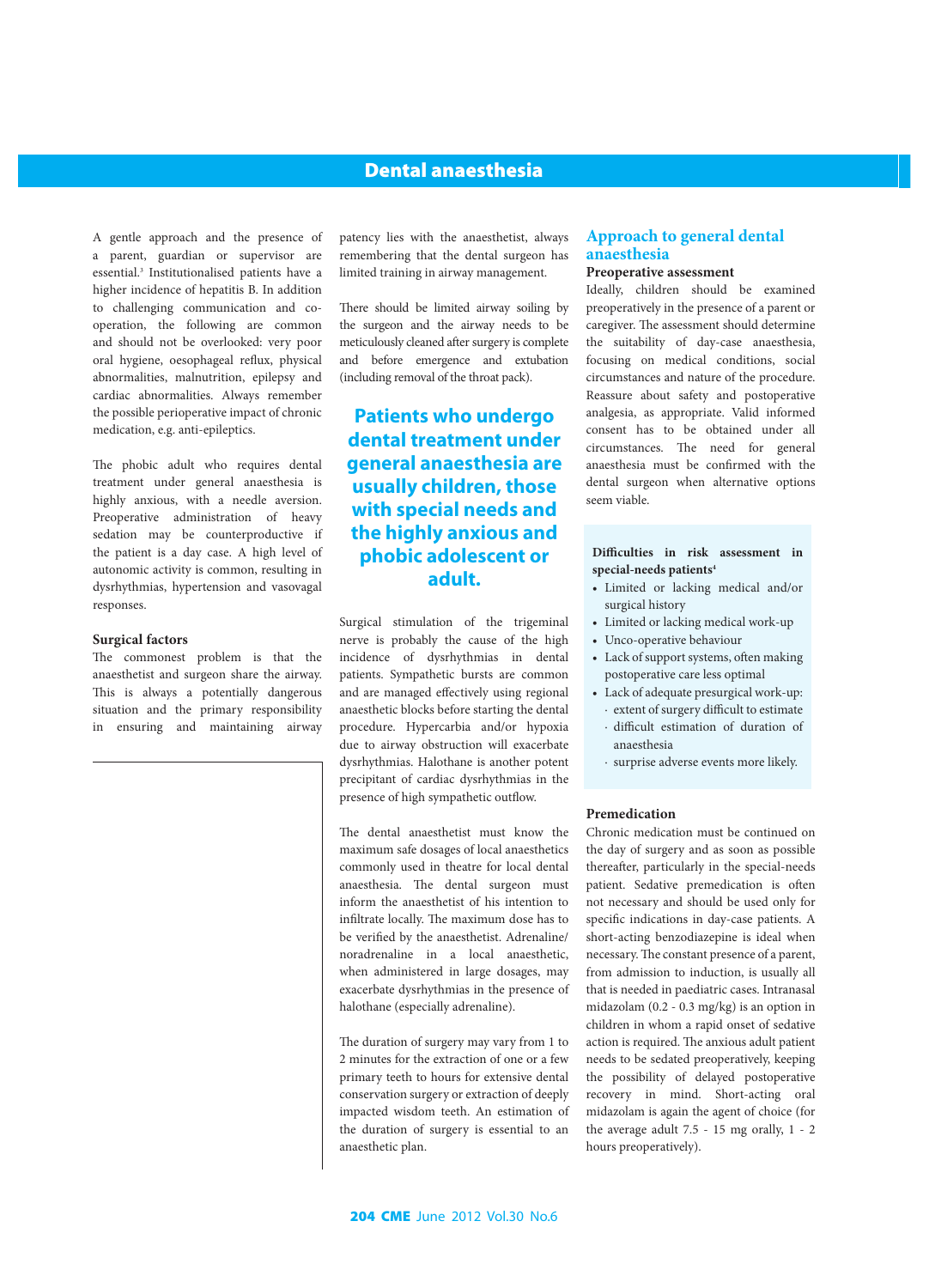A gentle approach and the presence of a parent, guardian or supervisor are essential.[3] Institutionalised patients have a higher incidence of hepatitis B. In addition to challenging communication and co-operation, the following are common and should not be overlooked: very poor oral hygiene, oesophageal reflux, physical abnormalities, malnutrition, epilepsy and cardiac abnormalities. Always remember the possible perioperative impact of chronic medication, e.g. anti-epileptics.

The phobic adult who requires dental treatment under general anaesthesia is highly anxious, with a needle aversion. Preoperative administration of heavy sedation may be counterproductive if the patient is a day case. A high level of autonomic activity is common, resulting in dysrhythmias, hypertension and vasovagal responses.

### Surgical factors

The commonest problem is that the anaesthetist and surgeon share the airway. This is always a potentially dangerous situation and the primary responsibility in ensuring and maintaining airway patency lies with the anaesthetist, always remembering that the dental surgeon has limited training in airway management.

There should be limited airway soiling by the surgeon and the airway needs to be meticulously cleaned after surgery is complete and before emergence and extubation (including removal of the throat pack).

**Patients who undergo dental treatment under general anaesthesia are usually children, those with special needs and the highly anxious and phobic adolescent or adult.**

Surgical stimulation of the trigeminal nerve is probably the cause of the high incidence of dysrhythmias in dental patients. Sympathetic bursts are common and are managed effectively using regional anaesthetic blocks before starting the dental procedure. Hypercarbia and/or hypoxia due to airway obstruction will exacerbate dysrhythmias. Halothane is another potent precipitant of cardiac dysrhythmias in the presence of high sympathetic outflow.

The dental anaesthetist must know the maximum safe dosages of local anaesthetics commonly used in theatre for local dental anaesthesia. The dental surgeon must inform the anaesthetist of his intention to infiltrate locally. The maximum dose has to be verified by the anaesthetist. Adrenaline/noradrenaline in a local anaesthetic, when administered in large dosages, may exacerbate dysrhythmias in the presence of halothane (especially adrenaline).

The duration of surgery may vary from 1 to 2 minutes for the extraction of one or a few primary teeth to hours for extensive dental conservation surgery or extraction of deeply impacted wisdom teeth. An estimation of the duration of surgery is essential to an anaesthetic plan.

## Approach to general dental anaesthesia

### Preoperative assessment

Ideally, children should be examined preoperatively in the presence of a parent or caregiver. The assessment should determine the suitability of day-case anaesthesia, focusing on medical conditions, social circumstances and nature of the procedure. Reassure about safety and postoperative analgesia, as appropriate. Valid informed consent has to be obtained under all circumstances. The need for general anaesthesia must be confirmed with the dental surgeon when alternative options seem viable.

**Difficulties in risk assessment in special-needs patients[4]**

- Limited or lacking medical and/or surgical history
- Limited or lacking medical work-up
- Unco-operative behaviour
- Lack of support systems, often making postoperative care less optimal
- Lack of adequate presurgical work-up:
  - extent of surgery difficult to estimate
  - difficult estimation of duration of anaesthesia
  - surprise adverse events more likely.

### Premedication

Chronic medication must be continued on the day of surgery and as soon as possible thereafter, particularly in the special-needs patient. Sedative premedication is often not necessary and should be used only for specific indications in day-case patients. A short-acting benzodiazepine is ideal when necessary. The constant presence of a parent, from admission to induction, is usually all that is needed in paediatric cases. Intranasal midazolam (0.2 - 0.3 mg/kg) is an option in children in whom a rapid onset of sedative action is required. The anxious adult patient needs to be sedated preoperatively, keeping the possibility of delayed postoperative recovery in mind. Short-acting oral midazolam is again the agent of choice (for the average adult 7.5 - 15 mg orally, 1 - 2 hours preoperatively).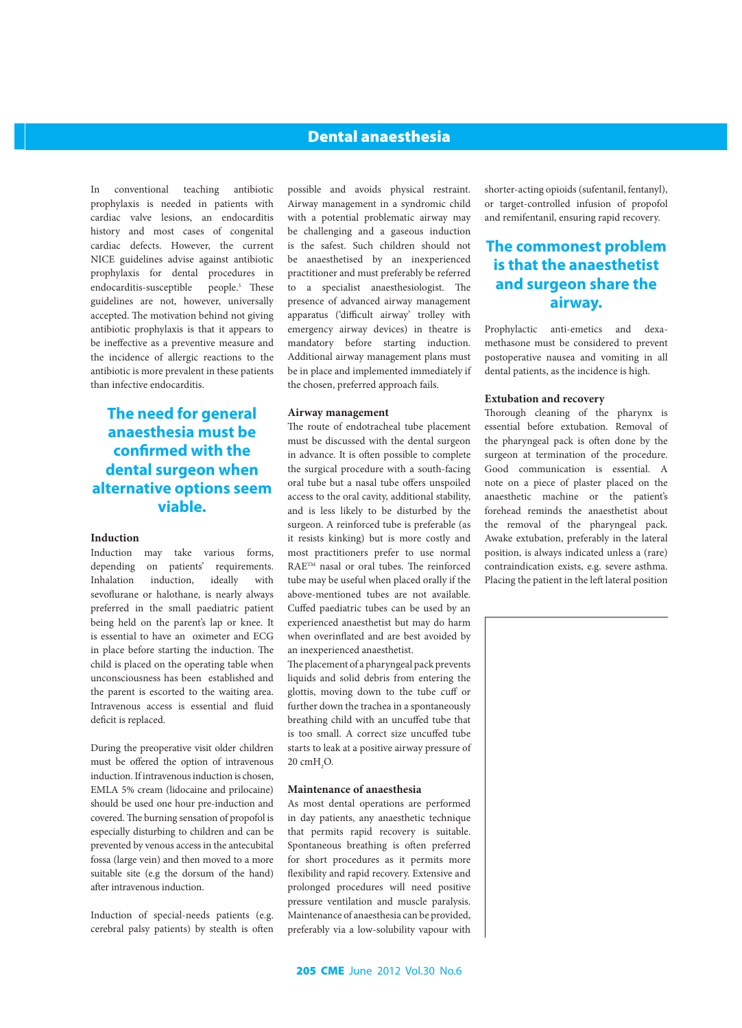In conventional teaching antibiotic prophylaxis is needed in patients with cardiac valve lesions, an endocarditis history and most cases of congenital cardiac defects. However, the current NICE guidelines advise against antibiotic prophylaxis for dental procedures in endocarditis-susceptible people.[5] These guidelines are not, however, universally accepted. The motivation behind not giving antibiotic prophylaxis is that it appears to be ineffective as a preventive measure and the incidence of allergic reactions to the antibiotic is more prevalent in these patients than infective endocarditis.

> **The need for general anaesthesia must be confirmed with the dental surgeon when alternative options seem viable.**

### Induction

Induction may take various forms, depending on patients' requirements. Inhalation induction, ideally with sevoflurane or halothane, is nearly always preferred in the small paediatric patient being held on the parent's lap or knee. It is essential to have an oximeter and ECG in place before starting the induction. The child is placed on the operating table when unconsciousness has been established and the parent is escorted to the waiting area. Intravenous access is essential and fluid deficit is replaced.

During the preoperative visit older children must be offered the option of intravenous induction. If intravenous induction is chosen, EMLA 5% cream (lidocaine and prilocaine) should be used one hour pre-induction and covered. The burning sensation of propofol is especially disturbing to children and can be prevented by venous access in the antecubital fossa (large vein) and then moved to a more suitable site (e.g the dorsum of the hand) after intravenous induction.

Induction of special-needs patients (e.g. cerebral palsy patients) by stealth is often possible and avoids physical restraint. Airway management in a syndromic child with a potential problematic airway may be challenging and a gaseous induction is the safest. Such children should not be anaesthetised by an inexperienced practitioner and must preferably be referred to a specialist anaesthesiologist. The presence of advanced airway management apparatus ('difficult airway' trolley with emergency airway devices) in theatre is mandatory before starting induction. Additional airway management plans must be in place and implemented immediately if the chosen, preferred approach fails.

### Airway management

The route of endotracheal tube placement must be discussed with the dental surgeon in advance. It is often possible to complete the surgical procedure with a south-facing oral tube but a nasal tube offers unspoiled access to the oral cavity, additional stability, and is less likely to be disturbed by the surgeon. A reinforced tube is preferable (as it resists kinking) but is more costly and most practitioners prefer to use normal RAE™ nasal or oral tubes. The reinforced tube may be useful when placed orally if the above-mentioned tubes are not available. Cuffed paediatric tubes can be used by an experienced anaesthetist but may do harm when overinflated and are best avoided by an inexperienced anaesthetist.

The placement of a pharyngeal pack prevents liquids and solid debris from entering the glottis, moving down to the tube cuff or further down the trachea in a spontaneously breathing child with an uncuffed tube that is too small. A correct size uncuffed tube starts to leak at a positive airway pressure of 20 cm$H_2O$.

### Maintenance of anaesthesia

As most dental operations are performed in day patients, any anaesthetic technique that permits rapid recovery is suitable. Spontaneous breathing is often preferred for short procedures as it permits more flexibility and rapid recovery. Extensive and prolonged procedures will need positive pressure ventilation and muscle paralysis. Maintenance of anaesthesia can be provided, preferably via a low-solubility vapour with shorter-acting opioids (sufentanil, fentanyl), or target-controlled infusion of propofol and remifentanil, ensuring rapid recovery.

> **The commonest problem is that the anaesthetist and surgeon share the airway.**

Prophylactic anti-emetics and dexamethasone must be considered to prevent postoperative nausea and vomiting in all dental patients, as the incidence is high.

### Extubation and recovery

Thorough cleaning of the pharynx is essential before extubation. Removal of the pharyngeal pack is often done by the surgeon at termination of the procedure. Good communication is essential. A note on a piece of plaster placed on the anaesthetic machine or the patient's forehead reminds the anaesthetist about the removal of the pharyngeal pack. Awake extubation, preferably in the lateral position, is always indicated unless a (rare) contraindication exists, e.g. severe asthma. Placing the patient in the left lateral position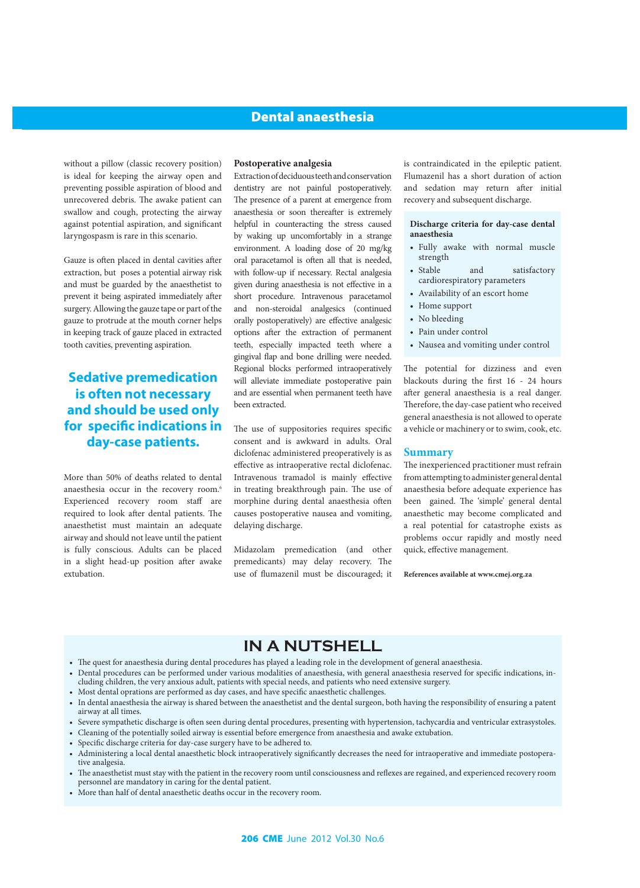without a pillow (classic recovery position) is ideal for keeping the airway open and preventing possible aspiration of blood and unrecovered debris. The awake patient can swallow and cough, protecting the airway against potential aspiration, and significant laryngospasm is rare in this scenario.

Gauze is often placed in dental cavities after extraction, but poses a potential airway risk and must be guarded by the anaesthetist to prevent it being aspirated immediately after surgery. Allowing the gauze tape or part of the gauze to protrude at the mouth corner helps in keeping track of gauze placed in extracted tooth cavities, preventing aspiration.

**Sedative premedication is often not necessary and should be used only for specific indications in day-case patients.**

More than 50% of deaths related to dental anaesthesia occur in the recovery room.[6] Experienced recovery room staff are required to look after dental patients. The anaesthetist must maintain an adequate airway and should not leave until the patient is fully conscious. Adults can be placed in a slight head-up position after awake extubation.

### Postoperative analgesia

Extraction of deciduous teeth and conservation dentistry are not painful postoperatively. The presence of a parent at emergence from anaesthesia or soon thereafter is extremely helpful in counteracting the stress caused by waking up uncomfortably in a strange environment. A loading dose of 20 mg/kg oral paracetamol is often all that is needed, with follow-up if necessary. Rectal analgesia given during anaesthesia is not effective in a short procedure. Intravenous paracetamol and non-steroidal analgesics (continued orally postoperatively) are effective analgesic options after the extraction of permanent teeth, especially impacted teeth where a gingival flap and bone drilling were needed. Regional blocks performed intraoperatively will alleviate immediate postoperative pain and are essential when permanent teeth have been extracted.

The use of suppositories requires specific consent and is awkward in adults. Oral diclofenac administered preoperatively is as effective as intraoperative rectal diclofenac. Intravenous tramadol is mainly effective in treating breakthrough pain. The use of morphine during dental anaesthesia often causes postoperative nausea and vomiting, delaying discharge.

Midazolam premedication (and other premedicants) may delay recovery. The use of flumazenil must be discouraged; it is contraindicated in the epileptic patient. Flumazenil has a short duration of action and sedation may return after initial recovery and subsequent discharge.

**Discharge criteria for day-case dental anaesthesia**

- Fully awake with normal muscle strength
- Stable and satisfactory cardiorespiratory parameters
- Availability of an escort home
- Home support
- No bleeding
- Pain under control
- Nausea and vomiting under control

The potential for dizziness and even blackouts during the first 16 - 24 hours after general anaesthesia is a real danger. Therefore, the day-case patient who received general anaesthesia is not allowed to operate a vehicle or machinery or to swim, cook, etc.

## Summary

The inexperienced practitioner must refrain from attempting to administer general dental anaesthesia before adequate experience has been gained. The 'simple' general dental anaesthetic may become complicated and a real potential for catastrophe exists as problems occur rapidly and mostly need quick, effective management.

**References available at www.cmej.org.za**

## IN A NUTSHELL

- The quest for anaesthesia during dental procedures has played a leading role in the development of general anaesthesia.
- Dental procedures can be performed under various modalities of anaesthesia, with general anaesthesia reserved for specific indications, including children, the very anxious adult, patients with special needs, and patients who need extensive surgery.
- Most dental oprations are performed as day cases, and have specific anaesthetic challenges.
- In dental anaesthesia the airway is shared between the anaesthetist and the dental surgeon, both having the responsibility of ensuring a patent airway at all times.
- Severe sympathetic discharge is often seen during dental procedures, presenting with hypertension, tachycardia and ventricular extrasystoles.
- Cleaning of the potentially soiled airway is essential before emergence from anaesthesia and awake extubation.
- Specific discharge criteria for day-case surgery have to be adhered to.
- Administering a local dental anaesthetic block intraoperatively significantly decreases the need for intraoperative and immediate postoperative analgesia.
- The anaesthetist must stay with the patient in the recovery room until consciousness and reflexes are regained, and experienced recovery room personnel are mandatory in caring for the dental patient.
- More than half of dental anaesthetic deaths occur in the recovery room.